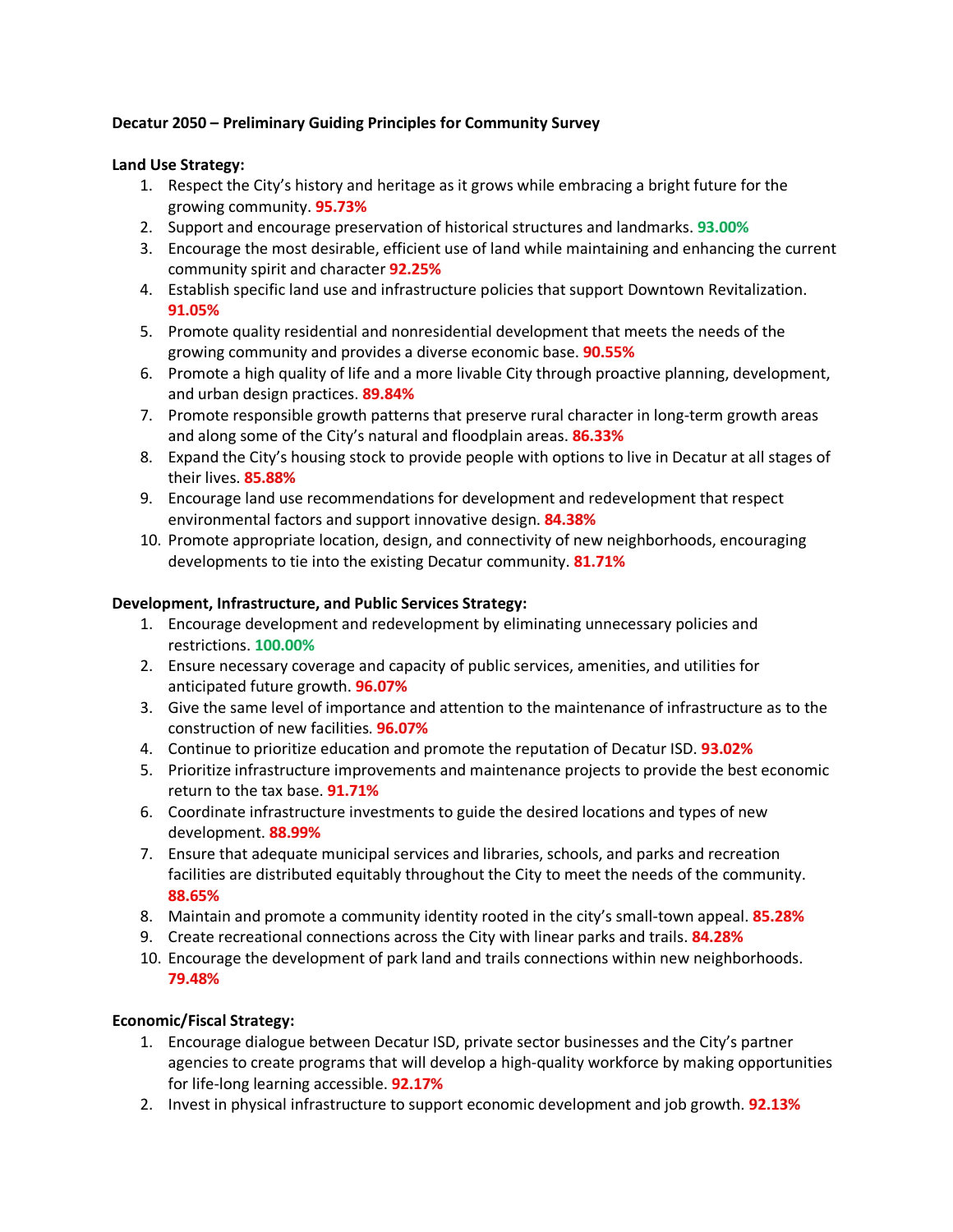**Decatur 2050 – Preliminary Guiding Principles for Community Survey**

**Land Use Strategy:**

1. Respect the City's history and heritage as it grows while embracing a bright future for the growing community. **95.73%**
2. Support and encourage preservation of historical structures and landmarks. **93.00%**
3. Encourage the most desirable, efficient use of land while maintaining and enhancing the current community spirit and character **92.25%**
4. Establish specific land use and infrastructure policies that support Downtown Revitalization. **91.05%**
5. Promote quality residential and nonresidential development that meets the needs of the growing community and provides a diverse economic base. **90.55%**
6. Promote a high quality of life and a more livable City through proactive planning, development, and urban design practices. **89.84%**
7. Promote responsible growth patterns that preserve rural character in long-term growth areas and along some of the City's natural and floodplain areas. **86.33%**
8. Expand the City's housing stock to provide people with options to live in Decatur at all stages of their lives. **85.88%**
9. Encourage land use recommendations for development and redevelopment that respect environmental factors and support innovative design. **84.38%**
10. Promote appropriate location, design, and connectivity of new neighborhoods, encouraging developments to tie into the existing Decatur community. **81.71%**

**Development, Infrastructure, and Public Services Strategy:**

1. Encourage development and redevelopment by eliminating unnecessary policies and restrictions. **100.00%**
2. Ensure necessary coverage and capacity of public services, amenities, and utilities for anticipated future growth. **96.07%**
3. Give the same level of importance and attention to the maintenance of infrastructure as to the construction of new facilities. **96.07%**
4. Continue to prioritize education and promote the reputation of Decatur ISD. **93.02%**
5. Prioritize infrastructure improvements and maintenance projects to provide the best economic return to the tax base. **91.71%**
6. Coordinate infrastructure investments to guide the desired locations and types of new development. **88.99%**
7. Ensure that adequate municipal services and libraries, schools, and parks and recreation facilities are distributed equitably throughout the City to meet the needs of the community. **88.65%**
8. Maintain and promote a community identity rooted in the city's small-town appeal. **85.28%**
9. Create recreational connections across the City with linear parks and trails. **84.28%**
10. Encourage the development of park land and trails connections within new neighborhoods. **79.48%**

**Economic/Fiscal Strategy:**

1. Encourage dialogue between Decatur ISD, private sector businesses and the City's partner agencies to create programs that will develop a high-quality workforce by making opportunities for life-long learning accessible. **92.17%**
2. Invest in physical infrastructure to support economic development and job growth. **92.13%**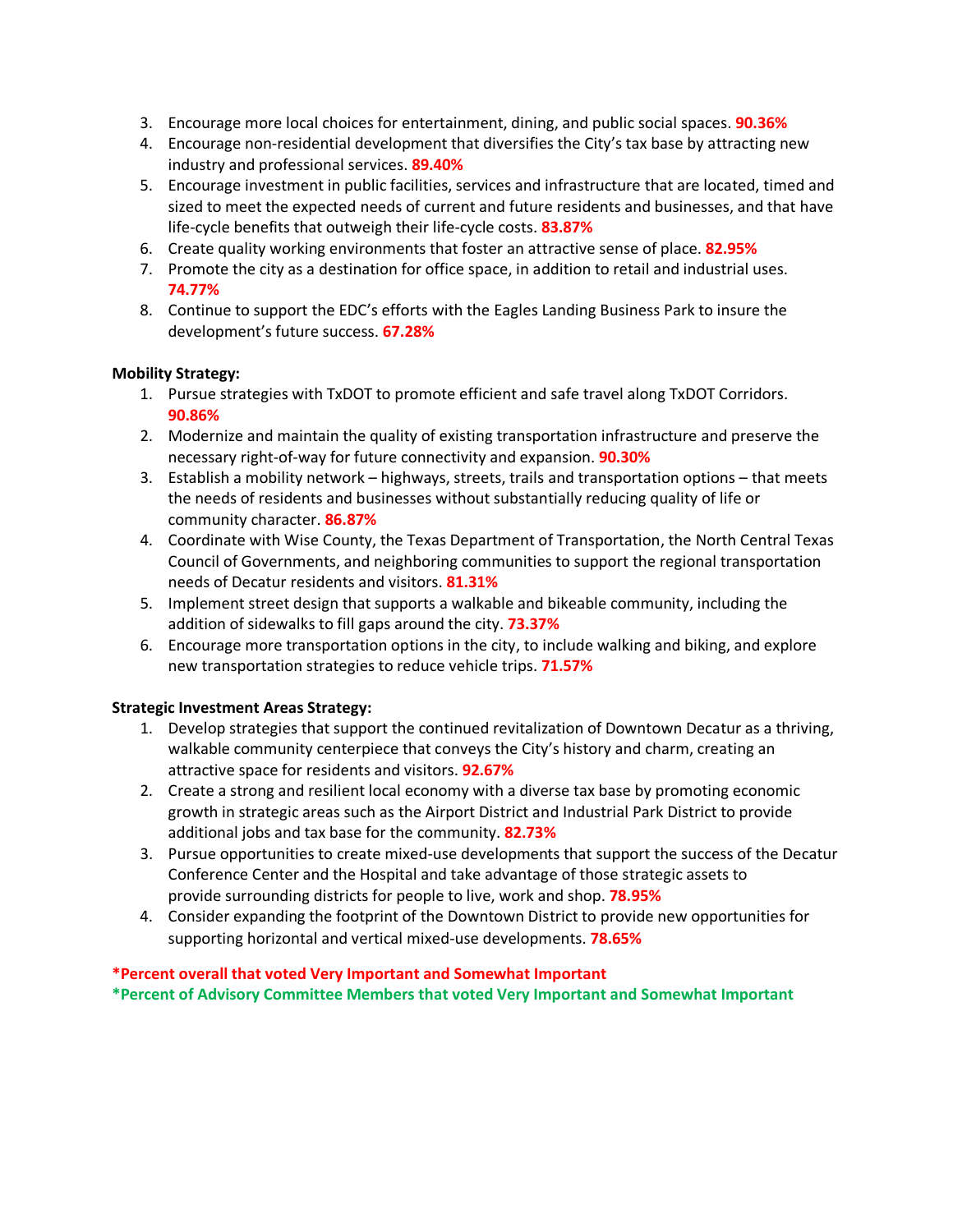3. Encourage more local choices for entertainment, dining, and public social spaces. **90.36%**
4. Encourage non-residential development that diversifies the City's tax base by attracting new industry and professional services. **89.40%**
5. Encourage investment in public facilities, services and infrastructure that are located, timed and sized to meet the expected needs of current and future residents and businesses, and that have life-cycle benefits that outweigh their life-cycle costs. **83.87%**
6. Create quality working environments that foster an attractive sense of place. **82.95%**
7. Promote the city as a destination for office space, in addition to retail and industrial uses. **74.77%**
8. Continue to support the EDC's efforts with the Eagles Landing Business Park to insure the development's future success. **67.28%**

**Mobility Strategy:**

1. Pursue strategies with TxDOT to promote efficient and safe travel along TxDOT Corridors. **90.86%**
2. Modernize and maintain the quality of existing transportation infrastructure and preserve the necessary right-of-way for future connectivity and expansion. **90.30%**
3. Establish a mobility network – highways, streets, trails and transportation options – that meets the needs of residents and businesses without substantially reducing quality of life or community character. **86.87%**
4. Coordinate with Wise County, the Texas Department of Transportation, the North Central Texas Council of Governments, and neighboring communities to support the regional transportation needs of Decatur residents and visitors. **81.31%**
5. Implement street design that supports a walkable and bikeable community, including the addition of sidewalks to fill gaps around the city. **73.37%**
6. Encourage more transportation options in the city, to include walking and biking, and explore new transportation strategies to reduce vehicle trips. **71.57%**

**Strategic Investment Areas Strategy:**

1. Develop strategies that support the continued revitalization of Downtown Decatur as a thriving, walkable community centerpiece that conveys the City's history and charm, creating an attractive space for residents and visitors. **92.67%**
2. Create a strong and resilient local economy with a diverse tax base by promoting economic growth in strategic areas such as the Airport District and Industrial Park District to provide additional jobs and tax base for the community. **82.73%**
3. Pursue opportunities to create mixed-use developments that support the success of the Decatur Conference Center and the Hospital and take advantage of those strategic assets to provide surrounding districts for people to live, work and shop. **78.95%**
4. Consider expanding the footprint of the Downtown District to provide new opportunities for supporting horizontal and vertical mixed-use developments. **78.65%**

**\*Percent overall that voted Very Important and Somewhat Important**
**\*Percent of Advisory Committee Members that voted Very Important and Somewhat Important**